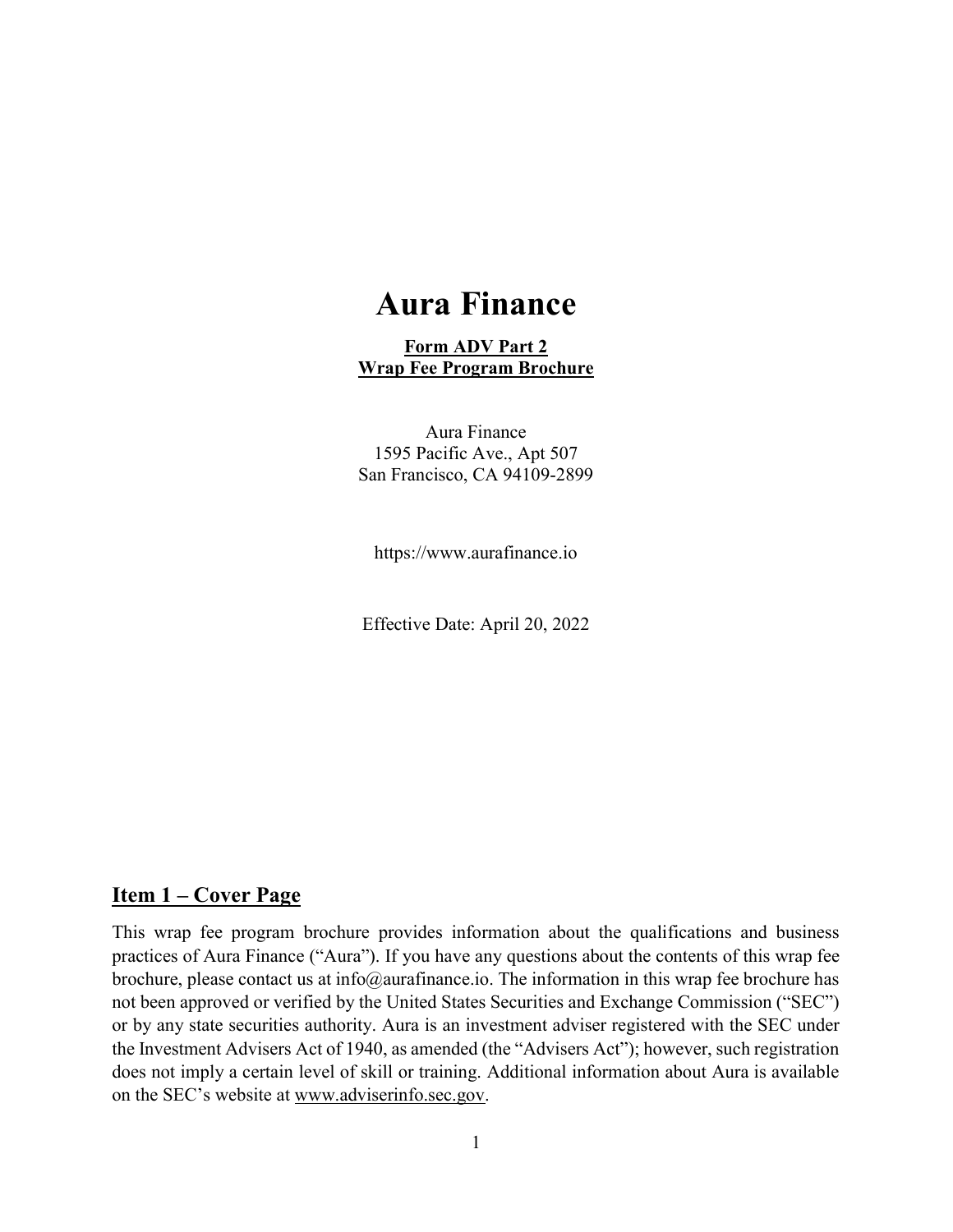# Aura Finance

**Form ADV Part 2**
**Wrap Fee Program Brochure**

Aura Finance
1595 Pacific Ave., Apt 507
San Francisco, CA 94109-2899

https://www.aurafinance.io

Effective Date: April 20, 2022

## Item 1 – Cover Page

This wrap fee program brochure provides information about the qualifications and business practices of Aura Finance ("Aura"). If you have any questions about the contents of this wrap fee brochure, please contact us at info@aurafinance.io. The information in this wrap fee brochure has not been approved or verified by the United States Securities and Exchange Commission ("SEC") or by any state securities authority. Aura is an investment adviser registered with the SEC under the Investment Advisers Act of 1940, as amended (the "Advisers Act"); however, such registration does not imply a certain level of skill or training. Additional information about Aura is available on the SEC's website at www.adviserinfo.sec.gov.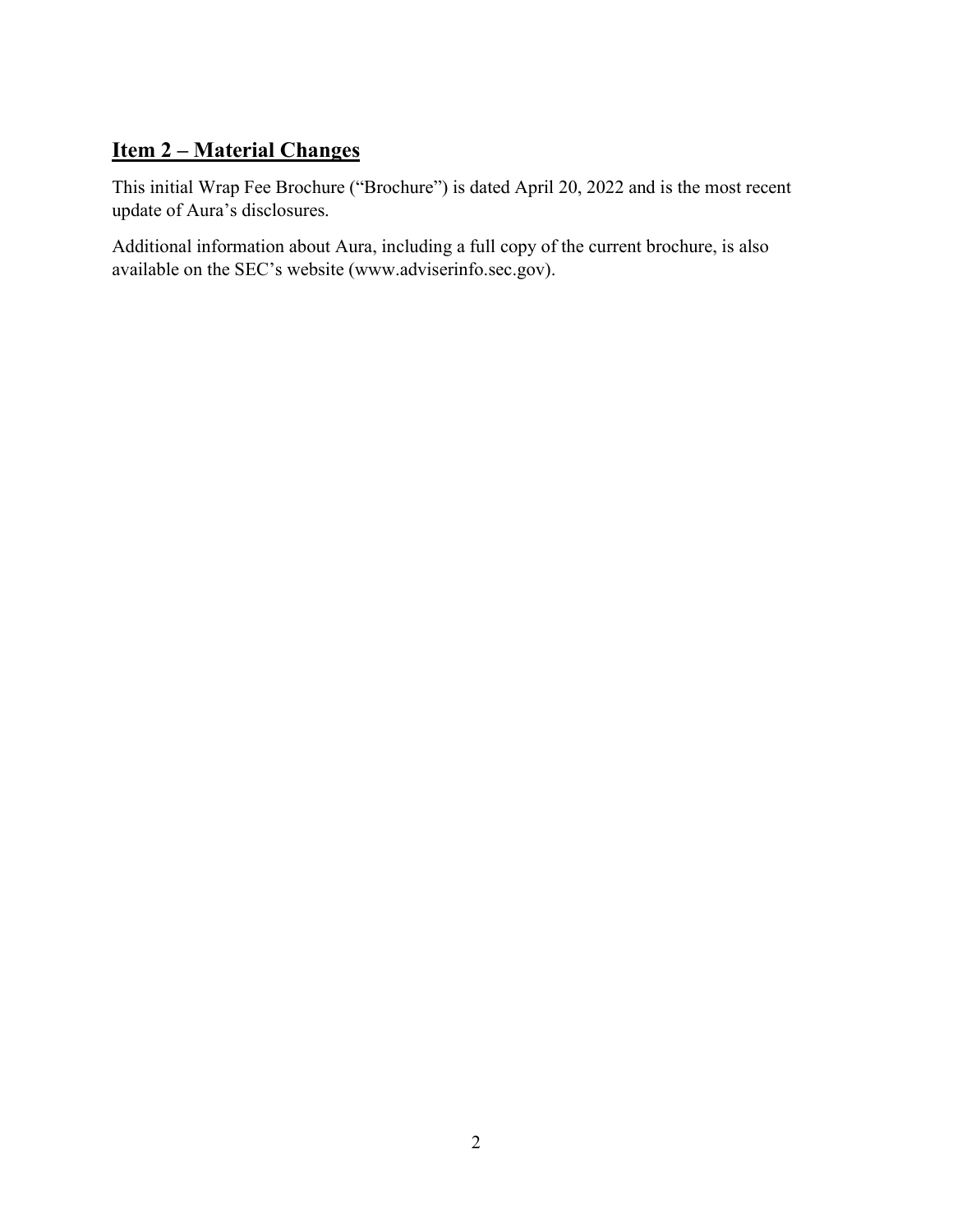## Item 2 – Material Changes

This initial Wrap Fee Brochure ("Brochure") is dated April 20, 2022 and is the most recent update of Aura's disclosures.

Additional information about Aura, including a full copy of the current brochure, is also available on the SEC's website (www.adviserinfo.sec.gov).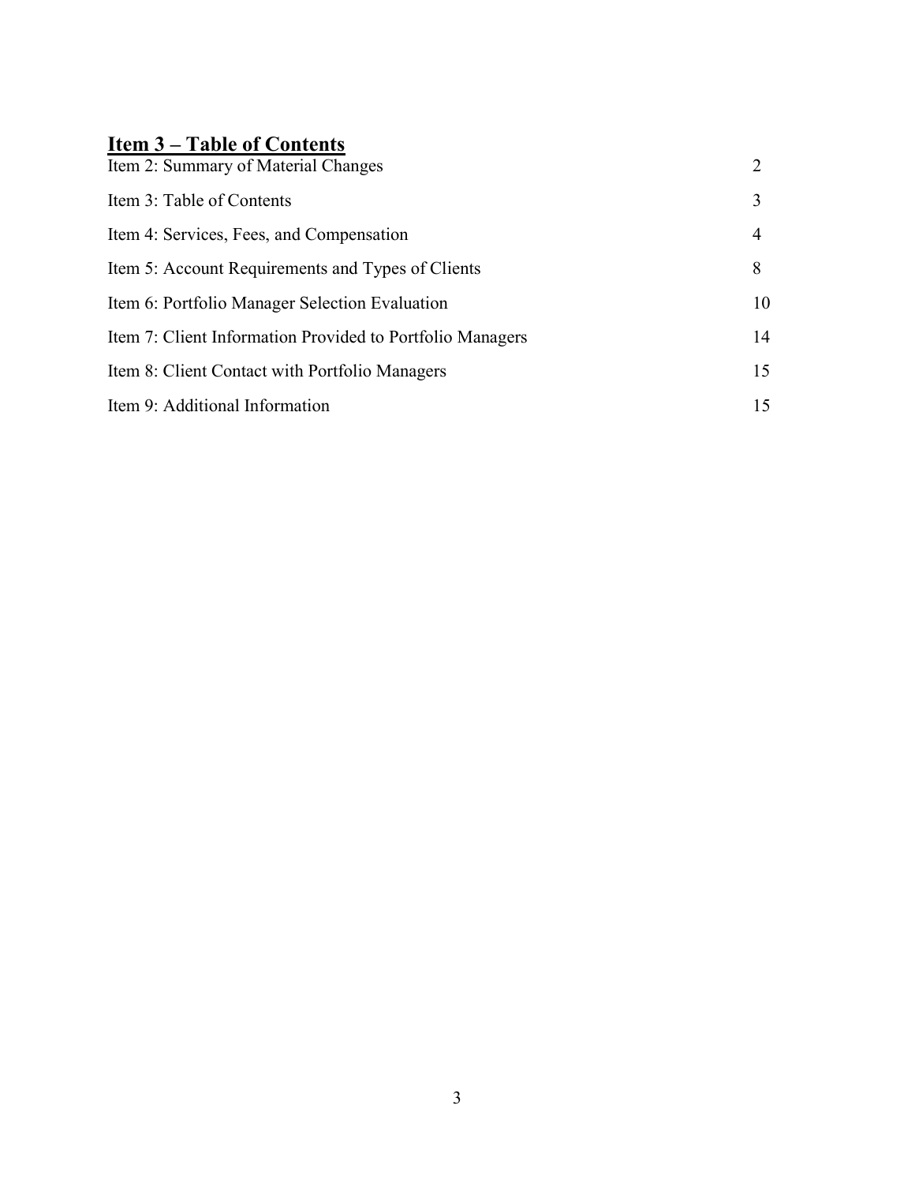## Item 3 – Table of Contents

| | |
|---|---|
| Item 2: Summary of Material Changes | 2 |
| Item 3: Table of Contents | 3 |
| Item 4: Services, Fees, and Compensation | 4 |
| Item 5: Account Requirements and Types of Clients | 8 |
| Item 6: Portfolio Manager Selection Evaluation | 10 |
| Item 7: Client Information Provided to Portfolio Managers | 14 |
| Item 8: Client Contact with Portfolio Managers | 15 |
| Item 9: Additional Information | 15 |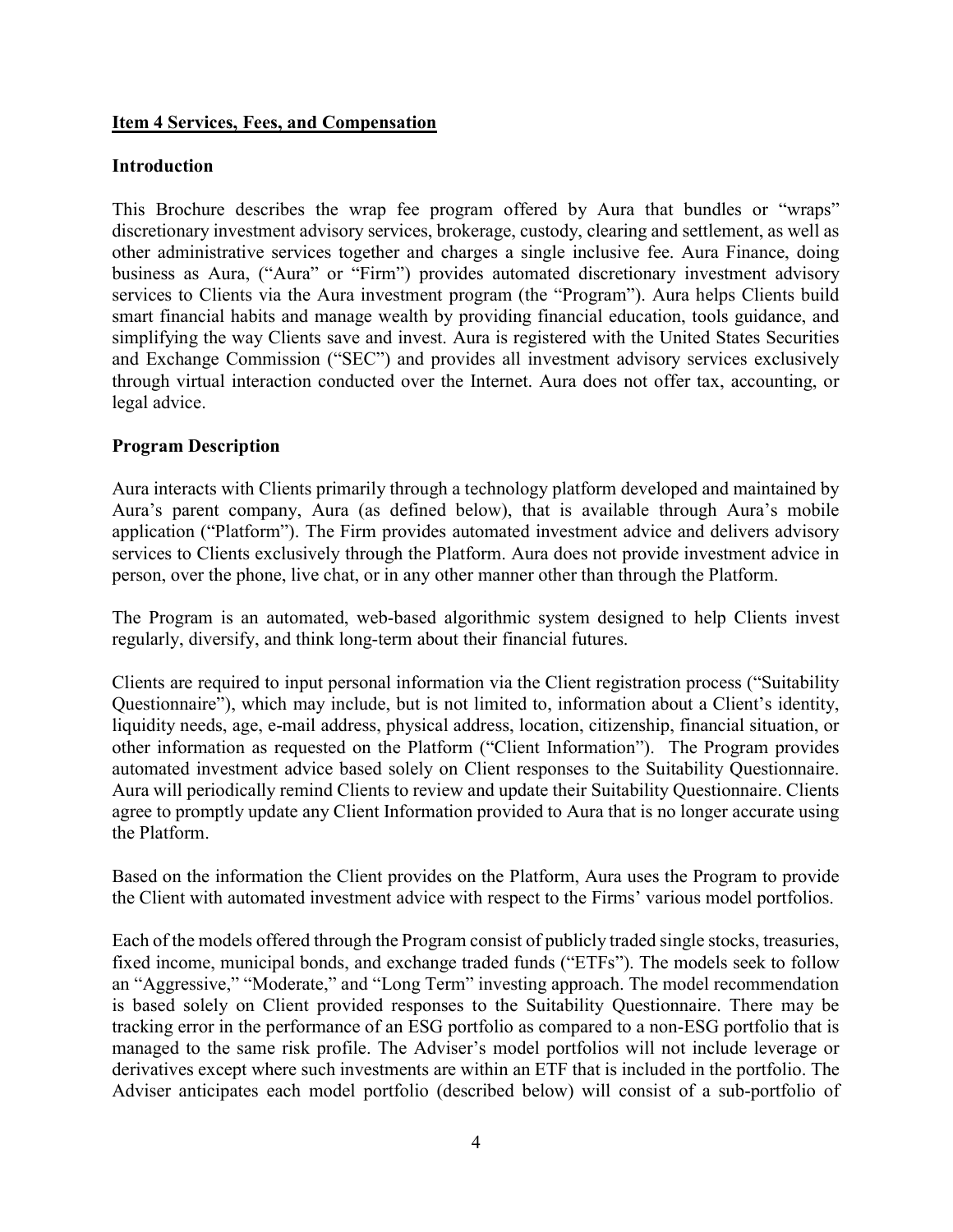## Item 4 Services, Fees, and Compensation

### Introduction

This Brochure describes the wrap fee program offered by Aura that bundles or "wraps" discretionary investment advisory services, brokerage, custody, clearing and settlement, as well as other administrative services together and charges a single inclusive fee. Aura Finance, doing business as Aura, ("Aura" or "Firm") provides automated discretionary investment advisory services to Clients via the Aura investment program (the "Program"). Aura helps Clients build smart financial habits and manage wealth by providing financial education, tools guidance, and simplifying the way Clients save and invest. Aura is registered with the United States Securities and Exchange Commission ("SEC") and provides all investment advisory services exclusively through virtual interaction conducted over the Internet. Aura does not offer tax, accounting, or legal advice.

### Program Description

Aura interacts with Clients primarily through a technology platform developed and maintained by Aura's parent company, Aura (as defined below), that is available through Aura's mobile application ("Platform"). The Firm provides automated investment advice and delivers advisory services to Clients exclusively through the Platform. Aura does not provide investment advice in person, over the phone, live chat, or in any other manner other than through the Platform.

The Program is an automated, web-based algorithmic system designed to help Clients invest regularly, diversify, and think long-term about their financial futures.

Clients are required to input personal information via the Client registration process ("Suitability Questionnaire"), which may include, but is not limited to, information about a Client's identity, liquidity needs, age, e-mail address, physical address, location, citizenship, financial situation, or other information as requested on the Platform ("Client Information"). The Program provides automated investment advice based solely on Client responses to the Suitability Questionnaire. Aura will periodically remind Clients to review and update their Suitability Questionnaire. Clients agree to promptly update any Client Information provided to Aura that is no longer accurate using the Platform.

Based on the information the Client provides on the Platform, Aura uses the Program to provide the Client with automated investment advice with respect to the Firms' various model portfolios.

Each of the models offered through the Program consist of publicly traded single stocks, treasuries, fixed income, municipal bonds, and exchange traded funds ("ETFs"). The models seek to follow an "Aggressive," "Moderate," and "Long Term" investing approach. The model recommendation is based solely on Client provided responses to the Suitability Questionnaire. There may be tracking error in the performance of an ESG portfolio as compared to a non-ESG portfolio that is managed to the same risk profile. The Adviser's model portfolios will not include leverage or derivatives except where such investments are within an ETF that is included in the portfolio. The Adviser anticipates each model portfolio (described below) will consist of a sub-portfolio of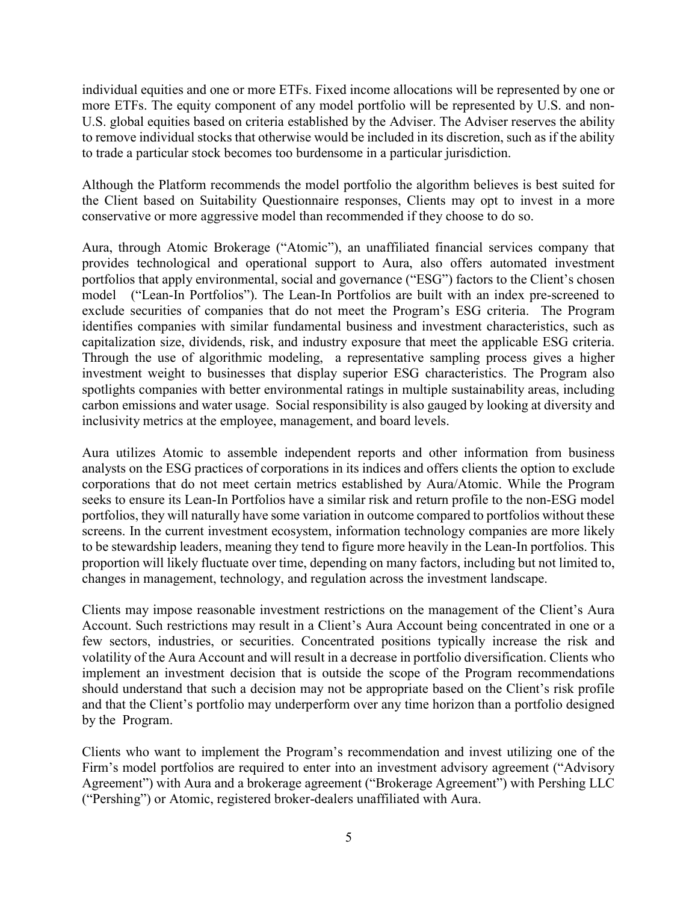individual equities and one or more ETFs. Fixed income allocations will be represented by one or more ETFs. The equity component of any model portfolio will be represented by U.S. and non-U.S. global equities based on criteria established by the Adviser. The Adviser reserves the ability to remove individual stocks that otherwise would be included in its discretion, such as if the ability to trade a particular stock becomes too burdensome in a particular jurisdiction.

Although the Platform recommends the model portfolio the algorithm believes is best suited for the Client based on Suitability Questionnaire responses, Clients may opt to invest in a more conservative or more aggressive model than recommended if they choose to do so.

Aura, through Atomic Brokerage ("Atomic"), an unaffiliated financial services company that provides technological and operational support to Aura, also offers automated investment portfolios that apply environmental, social and governance ("ESG") factors to the Client's chosen model ("Lean-In Portfolios"). The Lean-In Portfolios are built with an index pre-screened to exclude securities of companies that do not meet the Program's ESG criteria. The Program identifies companies with similar fundamental business and investment characteristics, such as capitalization size, dividends, risk, and industry exposure that meet the applicable ESG criteria. Through the use of algorithmic modeling, a representative sampling process gives a higher investment weight to businesses that display superior ESG characteristics. The Program also spotlights companies with better environmental ratings in multiple sustainability areas, including carbon emissions and water usage. Social responsibility is also gauged by looking at diversity and inclusivity metrics at the employee, management, and board levels.

Aura utilizes Atomic to assemble independent reports and other information from business analysts on the ESG practices of corporations in its indices and offers clients the option to exclude corporations that do not meet certain metrics established by Aura/Atomic. While the Program seeks to ensure its Lean-In Portfolios have a similar risk and return profile to the non-ESG model portfolios, they will naturally have some variation in outcome compared to portfolios without these screens. In the current investment ecosystem, information technology companies are more likely to be stewardship leaders, meaning they tend to figure more heavily in the Lean-In portfolios. This proportion will likely fluctuate over time, depending on many factors, including but not limited to, changes in management, technology, and regulation across the investment landscape.

Clients may impose reasonable investment restrictions on the management of the Client's Aura Account. Such restrictions may result in a Client's Aura Account being concentrated in one or a few sectors, industries, or securities. Concentrated positions typically increase the risk and volatility of the Aura Account and will result in a decrease in portfolio diversification. Clients who implement an investment decision that is outside the scope of the Program recommendations should understand that such a decision may not be appropriate based on the Client's risk profile and that the Client's portfolio may underperform over any time horizon than a portfolio designed by the Program.

Clients who want to implement the Program's recommendation and invest utilizing one of the Firm's model portfolios are required to enter into an investment advisory agreement ("Advisory Agreement") with Aura and a brokerage agreement ("Brokerage Agreement") with Pershing LLC ("Pershing") or Atomic, registered broker-dealers unaffiliated with Aura.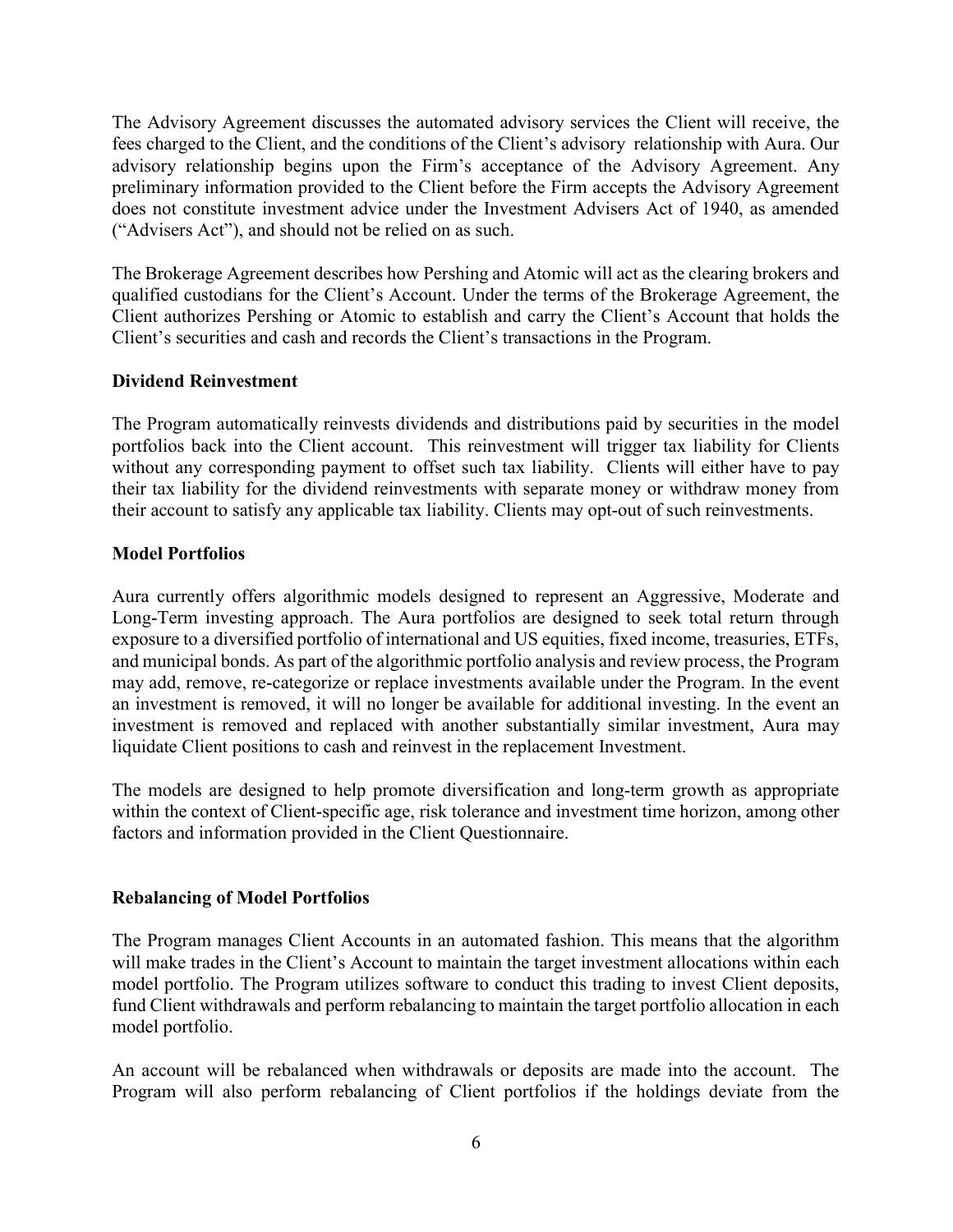The Advisory Agreement discusses the automated advisory services the Client will receive, the fees charged to the Client, and the conditions of the Client's advisory relationship with Aura. Our advisory relationship begins upon the Firm's acceptance of the Advisory Agreement. Any preliminary information provided to the Client before the Firm accepts the Advisory Agreement does not constitute investment advice under the Investment Advisers Act of 1940, as amended ("Advisers Act"), and should not be relied on as such.

The Brokerage Agreement describes how Pershing and Atomic will act as the clearing brokers and qualified custodians for the Client's Account. Under the terms of the Brokerage Agreement, the Client authorizes Pershing or Atomic to establish and carry the Client's Account that holds the Client's securities and cash and records the Client's transactions in the Program.

**Dividend Reinvestment**

The Program automatically reinvests dividends and distributions paid by securities in the model portfolios back into the Client account. This reinvestment will trigger tax liability for Clients without any corresponding payment to offset such tax liability. Clients will either have to pay their tax liability for the dividend reinvestments with separate money or withdraw money from their account to satisfy any applicable tax liability. Clients may opt-out of such reinvestments.

**Model Portfolios**

Aura currently offers algorithmic models designed to represent an Aggressive, Moderate and Long-Term investing approach. The Aura portfolios are designed to seek total return through exposure to a diversified portfolio of international and US equities, fixed income, treasuries, ETFs, and municipal bonds. As part of the algorithmic portfolio analysis and review process, the Program may add, remove, re-categorize or replace investments available under the Program. In the event an investment is removed, it will no longer be available for additional investing. In the event an investment is removed and replaced with another substantially similar investment, Aura may liquidate Client positions to cash and reinvest in the replacement Investment.

The models are designed to help promote diversification and long-term growth as appropriate within the context of Client-specific age, risk tolerance and investment time horizon, among other factors and information provided in the Client Questionnaire.

**Rebalancing of Model Portfolios**

The Program manages Client Accounts in an automated fashion. This means that the algorithm will make trades in the Client's Account to maintain the target investment allocations within each model portfolio. The Program utilizes software to conduct this trading to invest Client deposits, fund Client withdrawals and perform rebalancing to maintain the target portfolio allocation in each model portfolio.

An account will be rebalanced when withdrawals or deposits are made into the account. The Program will also perform rebalancing of Client portfolios if the holdings deviate from the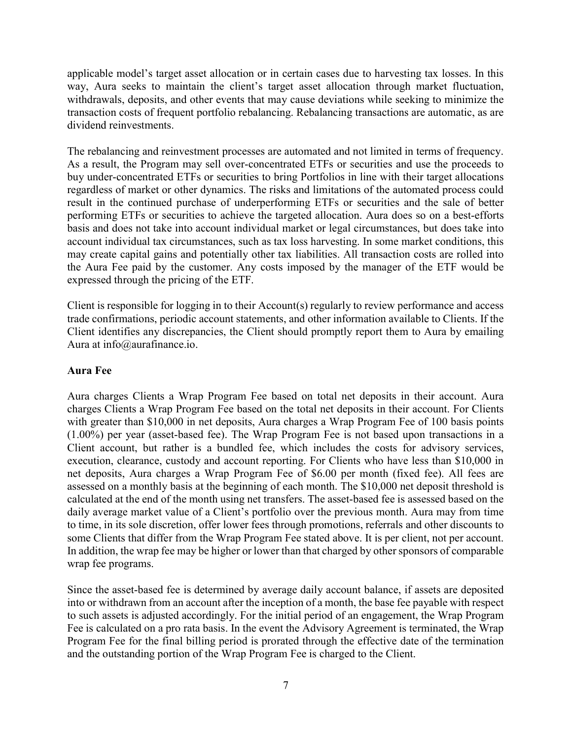applicable model's target asset allocation or in certain cases due to harvesting tax losses. In this way, Aura seeks to maintain the client's target asset allocation through market fluctuation, withdrawals, deposits, and other events that may cause deviations while seeking to minimize the transaction costs of frequent portfolio rebalancing. Rebalancing transactions are automatic, as are dividend reinvestments.

The rebalancing and reinvestment processes are automated and not limited in terms of frequency. As a result, the Program may sell over-concentrated ETFs or securities and use the proceeds to buy under-concentrated ETFs or securities to bring Portfolios in line with their target allocations regardless of market or other dynamics. The risks and limitations of the automated process could result in the continued purchase of underperforming ETFs or securities and the sale of better performing ETFs or securities to achieve the targeted allocation. Aura does so on a best-efforts basis and does not take into account individual market or legal circumstances, but does take into account individual tax circumstances, such as tax loss harvesting. In some market conditions, this may create capital gains and potentially other tax liabilities. All transaction costs are rolled into the Aura Fee paid by the customer. Any costs imposed by the manager of the ETF would be expressed through the pricing of the ETF.

Client is responsible for logging in to their Account(s) regularly to review performance and access trade confirmations, periodic account statements, and other information available to Clients. If the Client identifies any discrepancies, the Client should promptly report them to Aura by emailing Aura at info@aurafinance.io.

**Aura Fee**

Aura charges Clients a Wrap Program Fee based on total net deposits in their account. Aura charges Clients a Wrap Program Fee based on the total net deposits in their account. For Clients with greater than $10,000 in net deposits, Aura charges a Wrap Program Fee of 100 basis points (1.00%) per year (asset-based fee). The Wrap Program Fee is not based upon transactions in a Client account, but rather is a bundled fee, which includes the costs for advisory services, execution, clearance, custody and account reporting. For Clients who have less than $10,000 in net deposits, Aura charges a Wrap Program Fee of $6.00 per month (fixed fee). All fees are assessed on a monthly basis at the beginning of each month. The $10,000 net deposit threshold is calculated at the end of the month using net transfers. The asset-based fee is assessed based on the daily average market value of a Client's portfolio over the previous month. Aura may from time to time, in its sole discretion, offer lower fees through promotions, referrals and other discounts to some Clients that differ from the Wrap Program Fee stated above. It is per client, not per account. In addition, the wrap fee may be higher or lower than that charged by other sponsors of comparable wrap fee programs.

Since the asset-based fee is determined by average daily account balance, if assets are deposited into or withdrawn from an account after the inception of a month, the base fee payable with respect to such assets is adjusted accordingly. For the initial period of an engagement, the Wrap Program Fee is calculated on a pro rata basis. In the event the Advisory Agreement is terminated, the Wrap Program Fee for the final billing period is prorated through the effective date of the termination and the outstanding portion of the Wrap Program Fee is charged to the Client.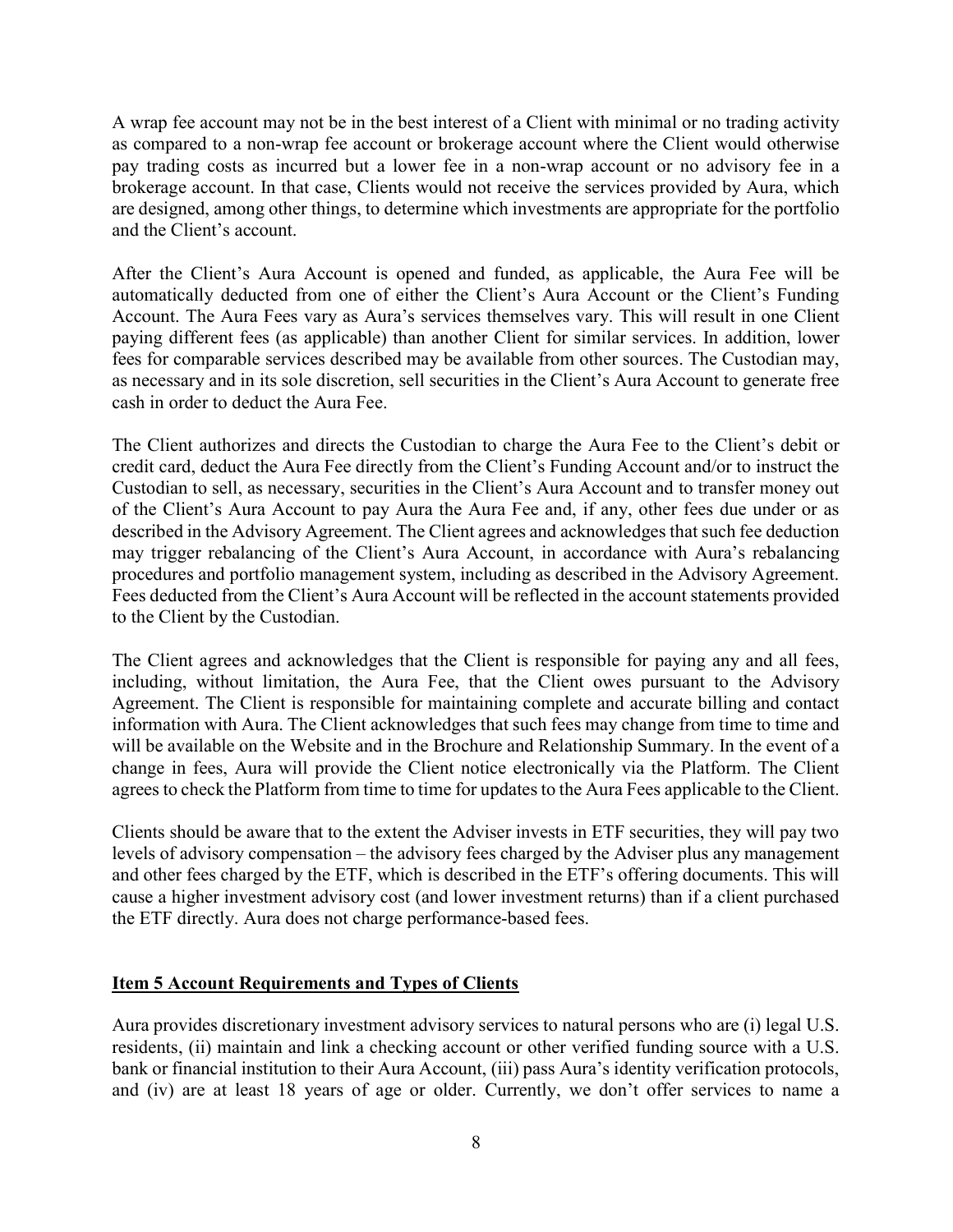A wrap fee account may not be in the best interest of a Client with minimal or no trading activity as compared to a non-wrap fee account or brokerage account where the Client would otherwise pay trading costs as incurred but a lower fee in a non-wrap account or no advisory fee in a brokerage account. In that case, Clients would not receive the services provided by Aura, which are designed, among other things, to determine which investments are appropriate for the portfolio and the Client's account.

After the Client's Aura Account is opened and funded, as applicable, the Aura Fee will be automatically deducted from one of either the Client's Aura Account or the Client's Funding Account. The Aura Fees vary as Aura's services themselves vary. This will result in one Client paying different fees (as applicable) than another Client for similar services. In addition, lower fees for comparable services described may be available from other sources. The Custodian may, as necessary and in its sole discretion, sell securities in the Client's Aura Account to generate free cash in order to deduct the Aura Fee.

The Client authorizes and directs the Custodian to charge the Aura Fee to the Client's debit or credit card, deduct the Aura Fee directly from the Client's Funding Account and/or to instruct the Custodian to sell, as necessary, securities in the Client's Aura Account and to transfer money out of the Client's Aura Account to pay Aura the Aura Fee and, if any, other fees due under or as described in the Advisory Agreement. The Client agrees and acknowledges that such fee deduction may trigger rebalancing of the Client's Aura Account, in accordance with Aura's rebalancing procedures and portfolio management system, including as described in the Advisory Agreement. Fees deducted from the Client's Aura Account will be reflected in the account statements provided to the Client by the Custodian.

The Client agrees and acknowledges that the Client is responsible for paying any and all fees, including, without limitation, the Aura Fee, that the Client owes pursuant to the Advisory Agreement. The Client is responsible for maintaining complete and accurate billing and contact information with Aura. The Client acknowledges that such fees may change from time to time and will be available on the Website and in the Brochure and Relationship Summary. In the event of a change in fees, Aura will provide the Client notice electronically via the Platform. The Client agrees to check the Platform from time to time for updates to the Aura Fees applicable to the Client.

Clients should be aware that to the extent the Adviser invests in ETF securities, they will pay two levels of advisory compensation – the advisory fees charged by the Adviser plus any management and other fees charged by the ETF, which is described in the ETF's offering documents. This will cause a higher investment advisory cost (and lower investment returns) than if a client purchased the ETF directly. Aura does not charge performance-based fees.

## Item 5 Account Requirements and Types of Clients

Aura provides discretionary investment advisory services to natural persons who are (i) legal U.S. residents, (ii) maintain and link a checking account or other verified funding source with a U.S. bank or financial institution to their Aura Account, (iii) pass Aura's identity verification protocols, and (iv) are at least 18 years of age or older. Currently, we don't offer services to name a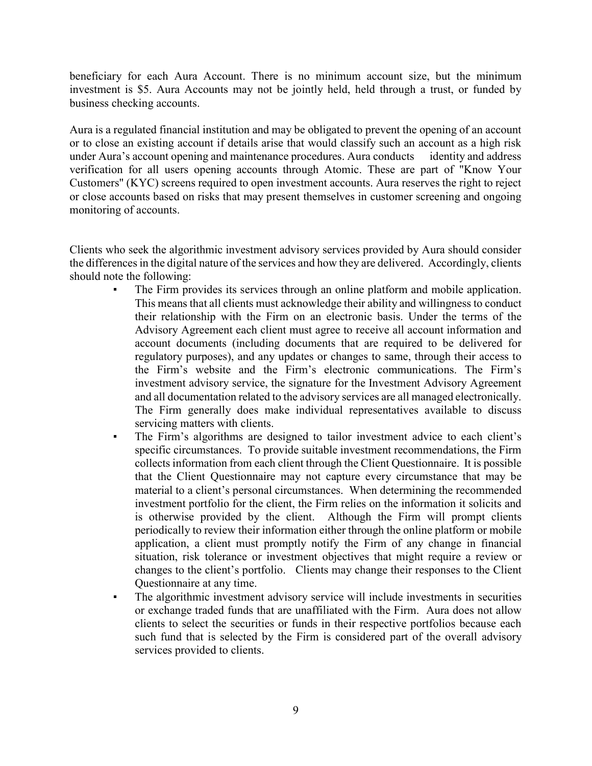beneficiary for each Aura Account. There is no minimum account size, but the minimum investment is $5. Aura Accounts may not be jointly held, held through a trust, or funded by business checking accounts.

Aura is a regulated financial institution and may be obligated to prevent the opening of an account or to close an existing account if details arise that would classify such an account as a high risk under Aura's account opening and maintenance procedures. Aura conducts identity and address verification for all users opening accounts through Atomic. These are part of "Know Your Customers" (KYC) screens required to open investment accounts. Aura reserves the right to reject or close accounts based on risks that may present themselves in customer screening and ongoing monitoring of accounts.

Clients who seek the algorithmic investment advisory services provided by Aura should consider the differences in the digital nature of the services and how they are delivered. Accordingly, clients should note the following:

- The Firm provides its services through an online platform and mobile application. This means that all clients must acknowledge their ability and willingness to conduct their relationship with the Firm on an electronic basis. Under the terms of the Advisory Agreement each client must agree to receive all account information and account documents (including documents that are required to be delivered for regulatory purposes), and any updates or changes to same, through their access to the Firm's website and the Firm's electronic communications. The Firm's investment advisory service, the signature for the Investment Advisory Agreement and all documentation related to the advisory services are all managed electronically. The Firm generally does make individual representatives available to discuss servicing matters with clients.
- The Firm's algorithms are designed to tailor investment advice to each client's specific circumstances. To provide suitable investment recommendations, the Firm collects information from each client through the Client Questionnaire. It is possible that the Client Questionnaire may not capture every circumstance that may be material to a client's personal circumstances. When determining the recommended investment portfolio for the client, the Firm relies on the information it solicits and is otherwise provided by the client. Although the Firm will prompt clients periodically to review their information either through the online platform or mobile application, a client must promptly notify the Firm of any change in financial situation, risk tolerance or investment objectives that might require a review or changes to the client's portfolio. Clients may change their responses to the Client Questionnaire at any time.
- The algorithmic investment advisory service will include investments in securities or exchange traded funds that are unaffiliated with the Firm. Aura does not allow clients to select the securities or funds in their respective portfolios because each such fund that is selected by the Firm is considered part of the overall advisory services provided to clients.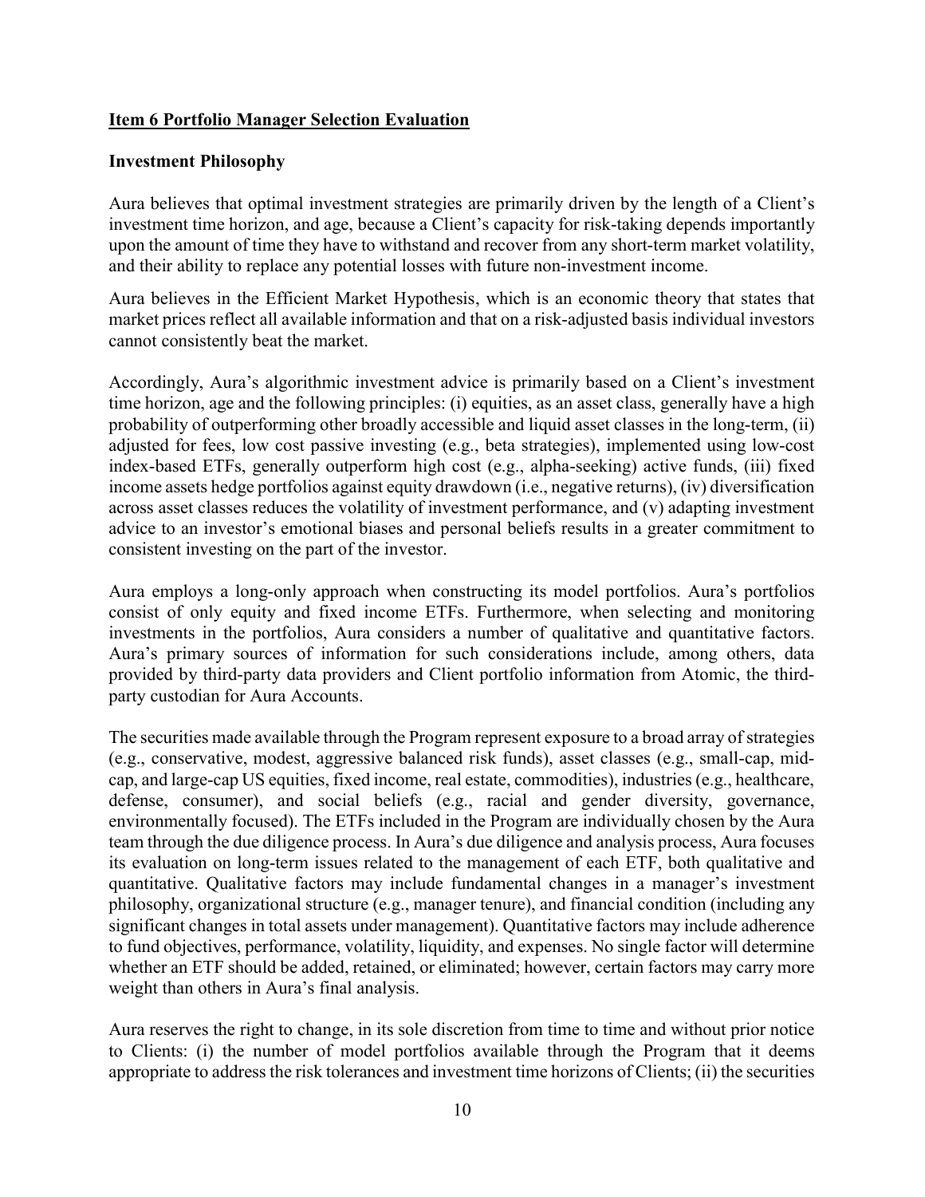## Item 6 Portfolio Manager Selection Evaluation

### Investment Philosophy

Aura believes that optimal investment strategies are primarily driven by the length of a Client's investment time horizon, and age, because a Client's capacity for risk-taking depends importantly upon the amount of time they have to withstand and recover from any short-term market volatility, and their ability to replace any potential losses with future non-investment income.

Aura believes in the Efficient Market Hypothesis, which is an economic theory that states that market prices reflect all available information and that on a risk-adjusted basis individual investors cannot consistently beat the market.

Accordingly, Aura's algorithmic investment advice is primarily based on a Client's investment time horizon, age and the following principles: (i) equities, as an asset class, generally have a high probability of outperforming other broadly accessible and liquid asset classes in the long-term, (ii) adjusted for fees, low cost passive investing (e.g., beta strategies), implemented using low-cost index-based ETFs, generally outperform high cost (e.g., alpha-seeking) active funds, (iii) fixed income assets hedge portfolios against equity drawdown (i.e., negative returns), (iv) diversification across asset classes reduces the volatility of investment performance, and (v) adapting investment advice to an investor's emotional biases and personal beliefs results in a greater commitment to consistent investing on the part of the investor.

Aura employs a long-only approach when constructing its model portfolios. Aura's portfolios consist of only equity and fixed income ETFs. Furthermore, when selecting and monitoring investments in the portfolios, Aura considers a number of qualitative and quantitative factors. Aura's primary sources of information for such considerations include, among others, data provided by third-party data providers and Client portfolio information from Atomic, the third-party custodian for Aura Accounts.

The securities made available through the Program represent exposure to a broad array of strategies (e.g., conservative, modest, aggressive balanced risk funds), asset classes (e.g., small-cap, mid-cap, and large-cap US equities, fixed income, real estate, commodities), industries (e.g., healthcare, defense, consumer), and social beliefs (e.g., racial and gender diversity, governance, environmentally focused). The ETFs included in the Program are individually chosen by the Aura team through the due diligence process. In Aura's due diligence and analysis process, Aura focuses its evaluation on long-term issues related to the management of each ETF, both qualitative and quantitative. Qualitative factors may include fundamental changes in a manager's investment philosophy, organizational structure (e.g., manager tenure), and financial condition (including any significant changes in total assets under management). Quantitative factors may include adherence to fund objectives, performance, volatility, liquidity, and expenses. No single factor will determine whether an ETF should be added, retained, or eliminated; however, certain factors may carry more weight than others in Aura's final analysis.

Aura reserves the right to change, in its sole discretion from time to time and without prior notice to Clients: (i) the number of model portfolios available through the Program that it deems appropriate to address the risk tolerances and investment time horizons of Clients; (ii) the securities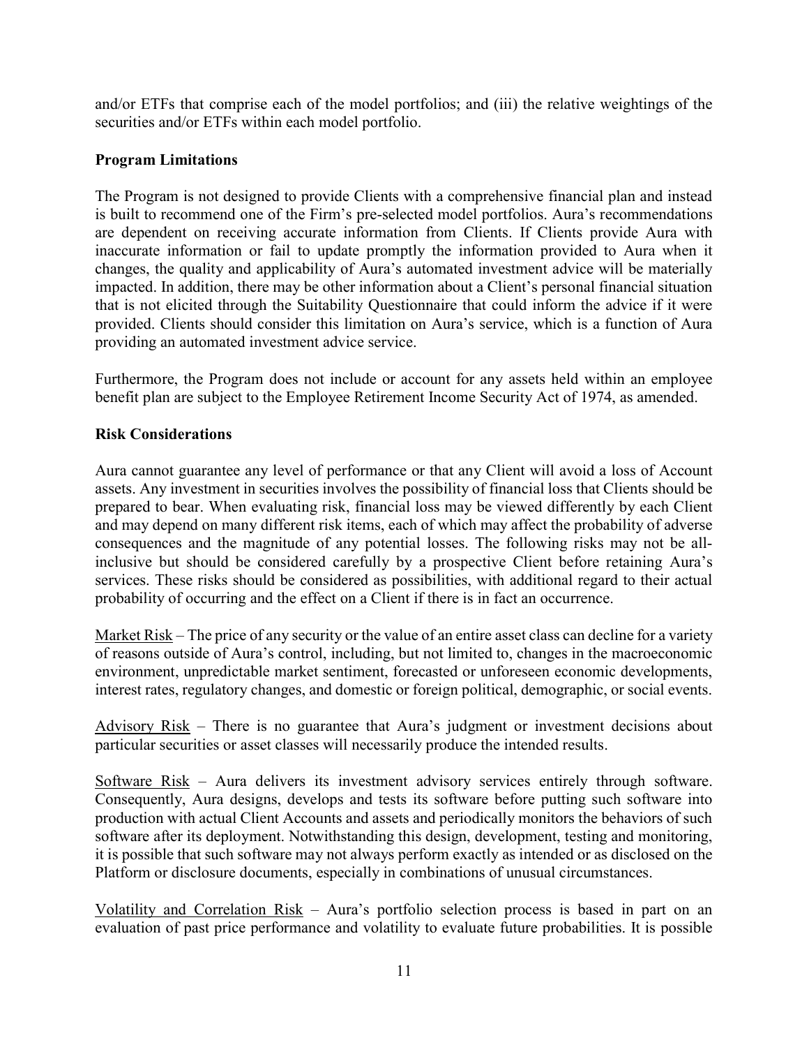and/or ETFs that comprise each of the model portfolios; and (iii) the relative weightings of the securities and/or ETFs within each model portfolio.

**Program Limitations**

The Program is not designed to provide Clients with a comprehensive financial plan and instead is built to recommend one of the Firm's pre-selected model portfolios. Aura's recommendations are dependent on receiving accurate information from Clients. If Clients provide Aura with inaccurate information or fail to update promptly the information provided to Aura when it changes, the quality and applicability of Aura's automated investment advice will be materially impacted. In addition, there may be other information about a Client's personal financial situation that is not elicited through the Suitability Questionnaire that could inform the advice if it were provided. Clients should consider this limitation on Aura's service, which is a function of Aura providing an automated investment advice service.

Furthermore, the Program does not include or account for any assets held within an employee benefit plan are subject to the Employee Retirement Income Security Act of 1974, as amended.

**Risk Considerations**

Aura cannot guarantee any level of performance or that any Client will avoid a loss of Account assets. Any investment in securities involves the possibility of financial loss that Clients should be prepared to bear. When evaluating risk, financial loss may be viewed differently by each Client and may depend on many different risk items, each of which may affect the probability of adverse consequences and the magnitude of any potential losses. The following risks may not be all-inclusive but should be considered carefully by a prospective Client before retaining Aura's services. These risks should be considered as possibilities, with additional regard to their actual probability of occurring and the effect on a Client if there is in fact an occurrence.

<u>Market Risk</u> – The price of any security or the value of an entire asset class can decline for a variety of reasons outside of Aura's control, including, but not limited to, changes in the macroeconomic environment, unpredictable market sentiment, forecasted or unforeseen economic developments, interest rates, regulatory changes, and domestic or foreign political, demographic, or social events.

<u>Advisory Risk</u> – There is no guarantee that Aura's judgment or investment decisions about particular securities or asset classes will necessarily produce the intended results.

<u>Software Risk</u> – Aura delivers its investment advisory services entirely through software. Consequently, Aura designs, develops and tests its software before putting such software into production with actual Client Accounts and assets and periodically monitors the behaviors of such software after its deployment. Notwithstanding this design, development, testing and monitoring, it is possible that such software may not always perform exactly as intended or as disclosed on the Platform or disclosure documents, especially in combinations of unusual circumstances.

<u>Volatility and Correlation Risk</u> – Aura's portfolio selection process is based in part on an evaluation of past price performance and volatility to evaluate future probabilities. It is possible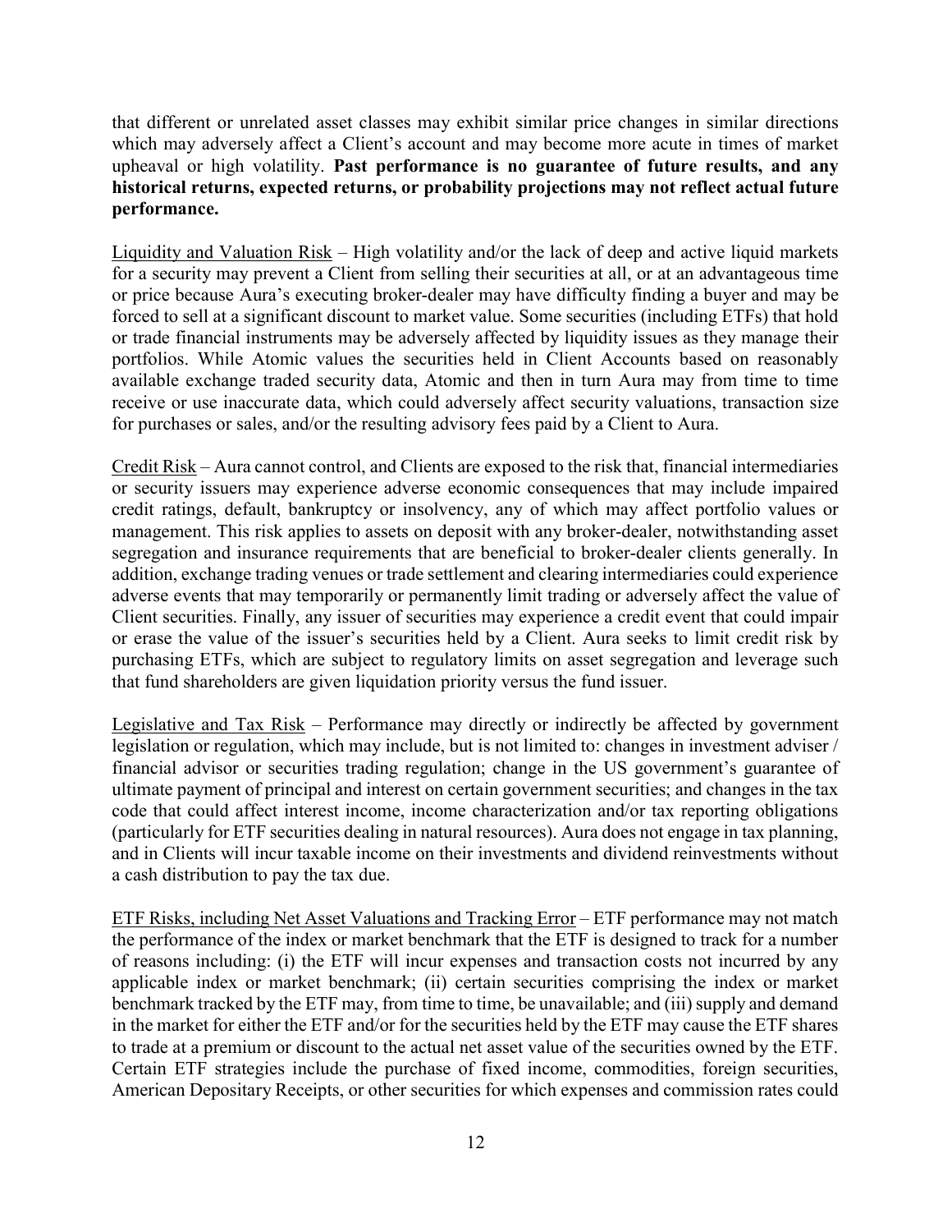that different or unrelated asset classes may exhibit similar price changes in similar directions which may adversely affect a Client's account and may become more acute in times of market upheaval or high volatility. **Past performance is no guarantee of future results, and any historical returns, expected returns, or probability projections may not reflect actual future performance.**

Liquidity and Valuation Risk – High volatility and/or the lack of deep and active liquid markets for a security may prevent a Client from selling their securities at all, or at an advantageous time or price because Aura's executing broker-dealer may have difficulty finding a buyer and may be forced to sell at a significant discount to market value. Some securities (including ETFs) that hold or trade financial instruments may be adversely affected by liquidity issues as they manage their portfolios. While Atomic values the securities held in Client Accounts based on reasonably available exchange traded security data, Atomic and then in turn Aura may from time to time receive or use inaccurate data, which could adversely affect security valuations, transaction size for purchases or sales, and/or the resulting advisory fees paid by a Client to Aura.

Credit Risk – Aura cannot control, and Clients are exposed to the risk that, financial intermediaries or security issuers may experience adverse economic consequences that may include impaired credit ratings, default, bankruptcy or insolvency, any of which may affect portfolio values or management. This risk applies to assets on deposit with any broker-dealer, notwithstanding asset segregation and insurance requirements that are beneficial to broker-dealer clients generally. In addition, exchange trading venues or trade settlement and clearing intermediaries could experience adverse events that may temporarily or permanently limit trading or adversely affect the value of Client securities. Finally, any issuer of securities may experience a credit event that could impair or erase the value of the issuer's securities held by a Client. Aura seeks to limit credit risk by purchasing ETFs, which are subject to regulatory limits on asset segregation and leverage such that fund shareholders are given liquidation priority versus the fund issuer.

Legislative and Tax Risk – Performance may directly or indirectly be affected by government legislation or regulation, which may include, but is not limited to: changes in investment adviser / financial advisor or securities trading regulation; change in the US government's guarantee of ultimate payment of principal and interest on certain government securities; and changes in the tax code that could affect interest income, income characterization and/or tax reporting obligations (particularly for ETF securities dealing in natural resources). Aura does not engage in tax planning, and in Clients will incur taxable income on their investments and dividend reinvestments without a cash distribution to pay the tax due.

ETF Risks, including Net Asset Valuations and Tracking Error – ETF performance may not match the performance of the index or market benchmark that the ETF is designed to track for a number of reasons including: (i) the ETF will incur expenses and transaction costs not incurred by any applicable index or market benchmark; (ii) certain securities comprising the index or market benchmark tracked by the ETF may, from time to time, be unavailable; and (iii) supply and demand in the market for either the ETF and/or for the securities held by the ETF may cause the ETF shares to trade at a premium or discount to the actual net asset value of the securities owned by the ETF. Certain ETF strategies include the purchase of fixed income, commodities, foreign securities, American Depositary Receipts, or other securities for which expenses and commission rates could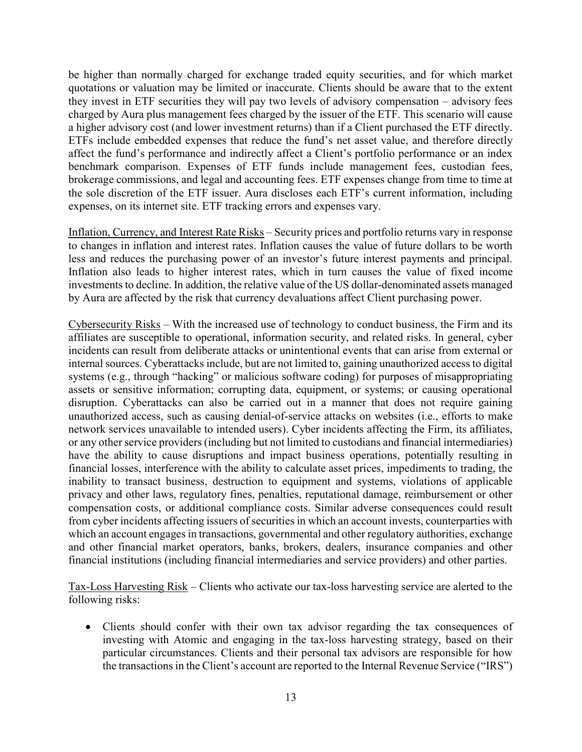be higher than normally charged for exchange traded equity securities, and for which market quotations or valuation may be limited or inaccurate. Clients should be aware that to the extent they invest in ETF securities they will pay two levels of advisory compensation – advisory fees charged by Aura plus management fees charged by the issuer of the ETF. This scenario will cause a higher advisory cost (and lower investment returns) than if a Client purchased the ETF directly. ETFs include embedded expenses that reduce the fund's net asset value, and therefore directly affect the fund's performance and indirectly affect a Client's portfolio performance or an index benchmark comparison. Expenses of ETF funds include management fees, custodian fees, brokerage commissions, and legal and accounting fees. ETF expenses change from time to time at the sole discretion of the ETF issuer. Aura discloses each ETF's current information, including expenses, on its internet site. ETF tracking errors and expenses vary.

Inflation, Currency, and Interest Rate Risks – Security prices and portfolio returns vary in response to changes in inflation and interest rates. Inflation causes the value of future dollars to be worth less and reduces the purchasing power of an investor's future interest payments and principal. Inflation also leads to higher interest rates, which in turn causes the value of fixed income investments to decline. In addition, the relative value of the US dollar-denominated assets managed by Aura are affected by the risk that currency devaluations affect Client purchasing power.

Cybersecurity Risks – With the increased use of technology to conduct business, the Firm and its affiliates are susceptible to operational, information security, and related risks. In general, cyber incidents can result from deliberate attacks or unintentional events that can arise from external or internal sources. Cyberattacks include, but are not limited to, gaining unauthorized access to digital systems (e.g., through "hacking" or malicious software coding) for purposes of misappropriating assets or sensitive information; corrupting data, equipment, or systems; or causing operational disruption. Cyberattacks can also be carried out in a manner that does not require gaining unauthorized access, such as causing denial-of-service attacks on websites (i.e., efforts to make network services unavailable to intended users). Cyber incidents affecting the Firm, its affiliates, or any other service providers (including but not limited to custodians and financial intermediaries) have the ability to cause disruptions and impact business operations, potentially resulting in financial losses, interference with the ability to calculate asset prices, impediments to trading, the inability to transact business, destruction to equipment and systems, violations of applicable privacy and other laws, regulatory fines, penalties, reputational damage, reimbursement or other compensation costs, or additional compliance costs. Similar adverse consequences could result from cyber incidents affecting issuers of securities in which an account invests, counterparties with which an account engages in transactions, governmental and other regulatory authorities, exchange and other financial market operators, banks, brokers, dealers, insurance companies and other financial institutions (including financial intermediaries and service providers) and other parties.

Tax-Loss Harvesting Risk – Clients who activate our tax-loss harvesting service are alerted to the following risks:

- Clients should confer with their own tax advisor regarding the tax consequences of investing with Atomic and engaging in the tax-loss harvesting strategy, based on their particular circumstances. Clients and their personal tax advisors are responsible for how the transactions in the Client's account are reported to the Internal Revenue Service ("IRS")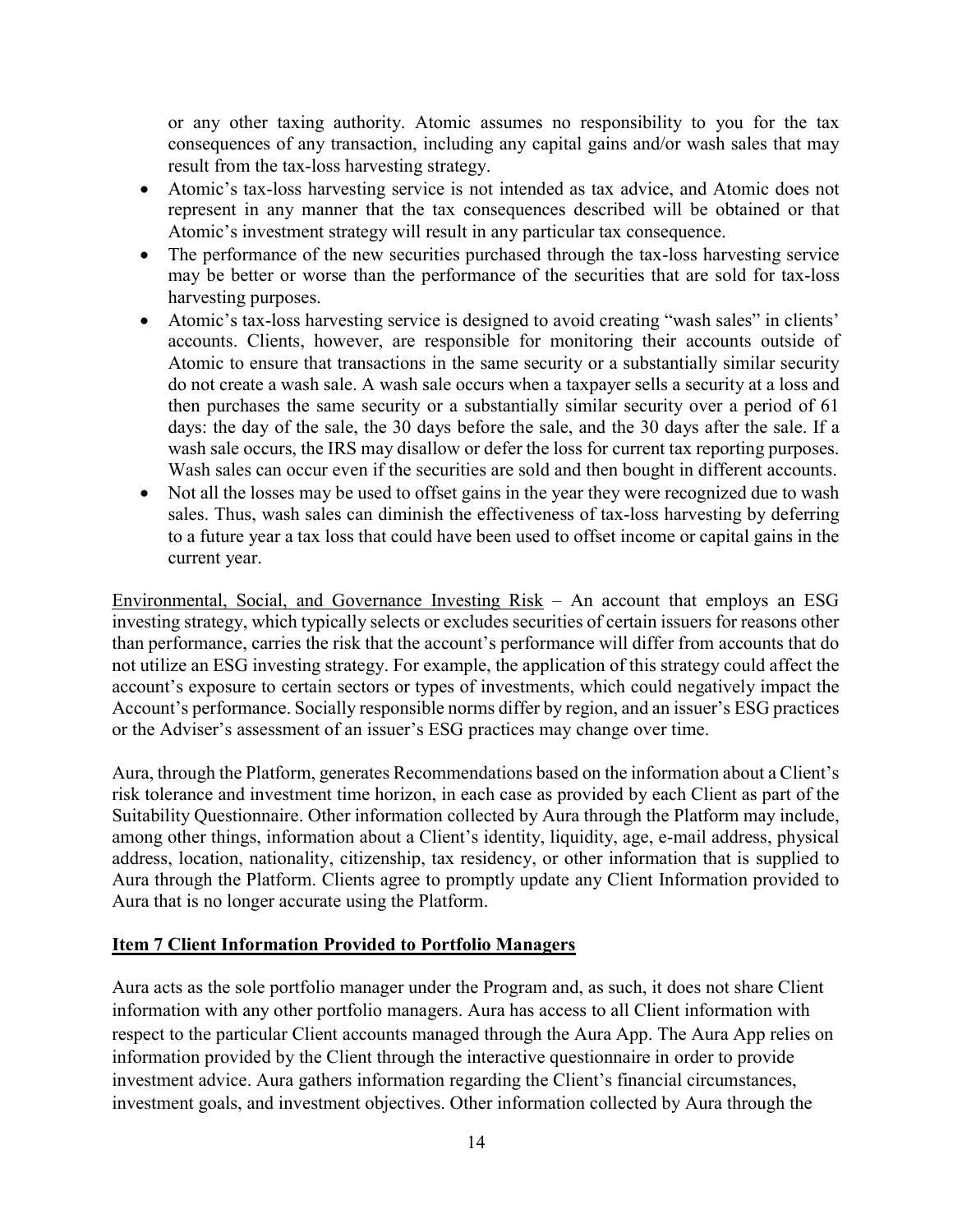or any other taxing authority. Atomic assumes no responsibility to you for the tax consequences of any transaction, including any capital gains and/or wash sales that may result from the tax-loss harvesting strategy.

- Atomic's tax-loss harvesting service is not intended as tax advice, and Atomic does not represent in any manner that the tax consequences described will be obtained or that Atomic's investment strategy will result in any particular tax consequence.
- The performance of the new securities purchased through the tax-loss harvesting service may be better or worse than the performance of the securities that are sold for tax-loss harvesting purposes.
- Atomic's tax-loss harvesting service is designed to avoid creating "wash sales" in clients' accounts. Clients, however, are responsible for monitoring their accounts outside of Atomic to ensure that transactions in the same security or a substantially similar security do not create a wash sale. A wash sale occurs when a taxpayer sells a security at a loss and then purchases the same security or a substantially similar security over a period of 61 days: the day of the sale, the 30 days before the sale, and the 30 days after the sale. If a wash sale occurs, the IRS may disallow or defer the loss for current tax reporting purposes. Wash sales can occur even if the securities are sold and then bought in different accounts.
- Not all the losses may be used to offset gains in the year they were recognized due to wash sales. Thus, wash sales can diminish the effectiveness of tax-loss harvesting by deferring to a future year a tax loss that could have been used to offset income or capital gains in the current year.

Environmental, Social, and Governance Investing Risk – An account that employs an ESG investing strategy, which typically selects or excludes securities of certain issuers for reasons other than performance, carries the risk that the account's performance will differ from accounts that do not utilize an ESG investing strategy. For example, the application of this strategy could affect the account's exposure to certain sectors or types of investments, which could negatively impact the Account's performance. Socially responsible norms differ by region, and an issuer's ESG practices or the Adviser's assessment of an issuer's ESG practices may change over time.

Aura, through the Platform, generates Recommendations based on the information about a Client's risk tolerance and investment time horizon, in each case as provided by each Client as part of the Suitability Questionnaire. Other information collected by Aura through the Platform may include, among other things, information about a Client's identity, liquidity, age, e-mail address, physical address, location, nationality, citizenship, tax residency, or other information that is supplied to Aura through the Platform. Clients agree to promptly update any Client Information provided to Aura that is no longer accurate using the Platform.

## Item 7 Client Information Provided to Portfolio Managers

Aura acts as the sole portfolio manager under the Program and, as such, it does not share Client information with any other portfolio managers. Aura has access to all Client information with respect to the particular Client accounts managed through the Aura App. The Aura App relies on information provided by the Client through the interactive questionnaire in order to provide investment advice. Aura gathers information regarding the Client's financial circumstances, investment goals, and investment objectives. Other information collected by Aura through the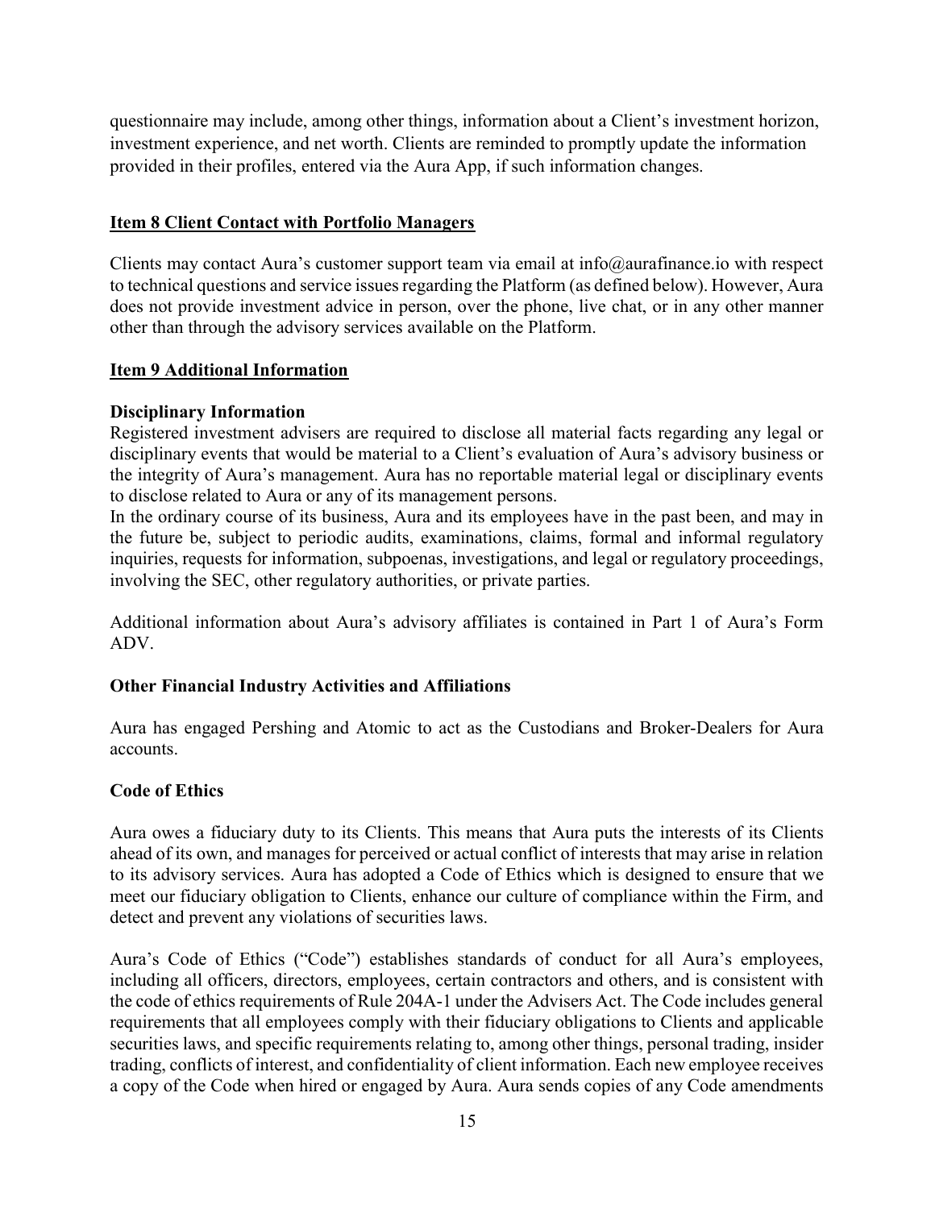questionnaire may include, among other things, information about a Client's investment horizon, investment experience, and net worth. Clients are reminded to promptly update the information provided in their profiles, entered via the Aura App, if such information changes.

## Item 8 Client Contact with Portfolio Managers

Clients may contact Aura's customer support team via email at info@aurafinance.io with respect to technical questions and service issues regarding the Platform (as defined below). However, Aura does not provide investment advice in person, over the phone, live chat, or in any other manner other than through the advisory services available on the Platform.

## Item 9 Additional Information

### Disciplinary Information

Registered investment advisers are required to disclose all material facts regarding any legal or disciplinary events that would be material to a Client's evaluation of Aura's advisory business or the integrity of Aura's management. Aura has no reportable material legal or disciplinary events to disclose related to Aura or any of its management persons.

In the ordinary course of its business, Aura and its employees have in the past been, and may in the future be, subject to periodic audits, examinations, claims, formal and informal regulatory inquiries, requests for information, subpoenas, investigations, and legal or regulatory proceedings, involving the SEC, other regulatory authorities, or private parties.

Additional information about Aura's advisory affiliates is contained in Part 1 of Aura's Form ADV.

### Other Financial Industry Activities and Affiliations

Aura has engaged Pershing and Atomic to act as the Custodians and Broker-Dealers for Aura accounts.

### Code of Ethics

Aura owes a fiduciary duty to its Clients. This means that Aura puts the interests of its Clients ahead of its own, and manages for perceived or actual conflict of interests that may arise in relation to its advisory services. Aura has adopted a Code of Ethics which is designed to ensure that we meet our fiduciary obligation to Clients, enhance our culture of compliance within the Firm, and detect and prevent any violations of securities laws.

Aura's Code of Ethics ("Code") establishes standards of conduct for all Aura's employees, including all officers, directors, employees, certain contractors and others, and is consistent with the code of ethics requirements of Rule 204A-1 under the Advisers Act. The Code includes general requirements that all employees comply with their fiduciary obligations to Clients and applicable securities laws, and specific requirements relating to, among other things, personal trading, insider trading, conflicts of interest, and confidentiality of client information. Each new employee receives a copy of the Code when hired or engaged by Aura. Aura sends copies of any Code amendments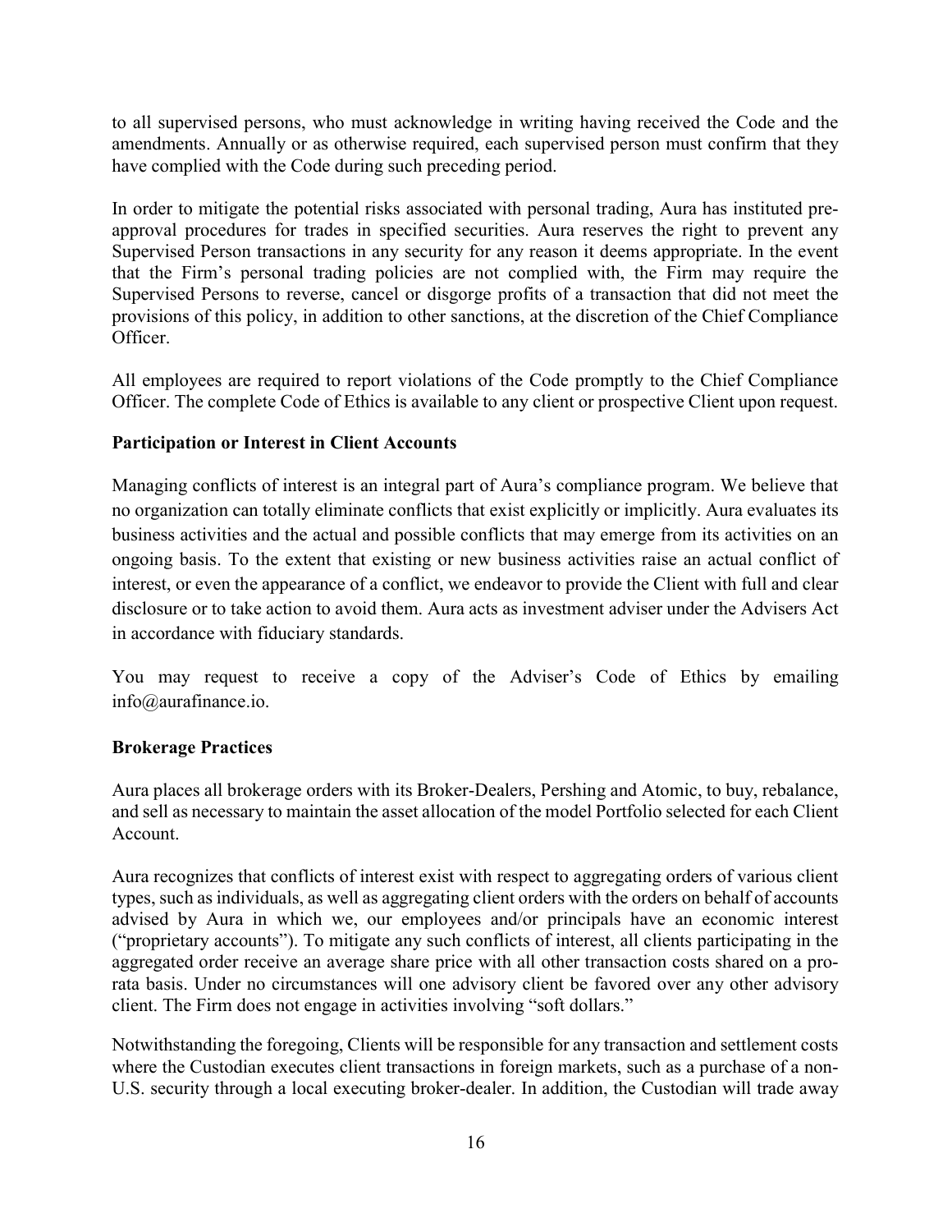to all supervised persons, who must acknowledge in writing having received the Code and the amendments. Annually or as otherwise required, each supervised person must confirm that they have complied with the Code during such preceding period.

In order to mitigate the potential risks associated with personal trading, Aura has instituted pre-approval procedures for trades in specified securities. Aura reserves the right to prevent any Supervised Person transactions in any security for any reason it deems appropriate. In the event that the Firm's personal trading policies are not complied with, the Firm may require the Supervised Persons to reverse, cancel or disgorge profits of a transaction that did not meet the provisions of this policy, in addition to other sanctions, at the discretion of the Chief Compliance Officer.

All employees are required to report violations of the Code promptly to the Chief Compliance Officer. The complete Code of Ethics is available to any client or prospective Client upon request.

**Participation or Interest in Client Accounts**

Managing conflicts of interest is an integral part of Aura's compliance program. We believe that no organization can totally eliminate conflicts that exist explicitly or implicitly. Aura evaluates its business activities and the actual and possible conflicts that may emerge from its activities on an ongoing basis. To the extent that existing or new business activities raise an actual conflict of interest, or even the appearance of a conflict, we endeavor to provide the Client with full and clear disclosure or to take action to avoid them. Aura acts as investment adviser under the Advisers Act in accordance with fiduciary standards.

You may request to receive a copy of the Adviser's Code of Ethics by emailing info@aurafinance.io.

**Brokerage Practices**

Aura places all brokerage orders with its Broker-Dealers, Pershing and Atomic, to buy, rebalance, and sell as necessary to maintain the asset allocation of the model Portfolio selected for each Client Account.

Aura recognizes that conflicts of interest exist with respect to aggregating orders of various client types, such as individuals, as well as aggregating client orders with the orders on behalf of accounts advised by Aura in which we, our employees and/or principals have an economic interest ("proprietary accounts"). To mitigate any such conflicts of interest, all clients participating in the aggregated order receive an average share price with all other transaction costs shared on a pro-rata basis. Under no circumstances will one advisory client be favored over any other advisory client. The Firm does not engage in activities involving "soft dollars."

Notwithstanding the foregoing, Clients will be responsible for any transaction and settlement costs where the Custodian executes client transactions in foreign markets, such as a purchase of a non-U.S. security through a local executing broker-dealer. In addition, the Custodian will trade away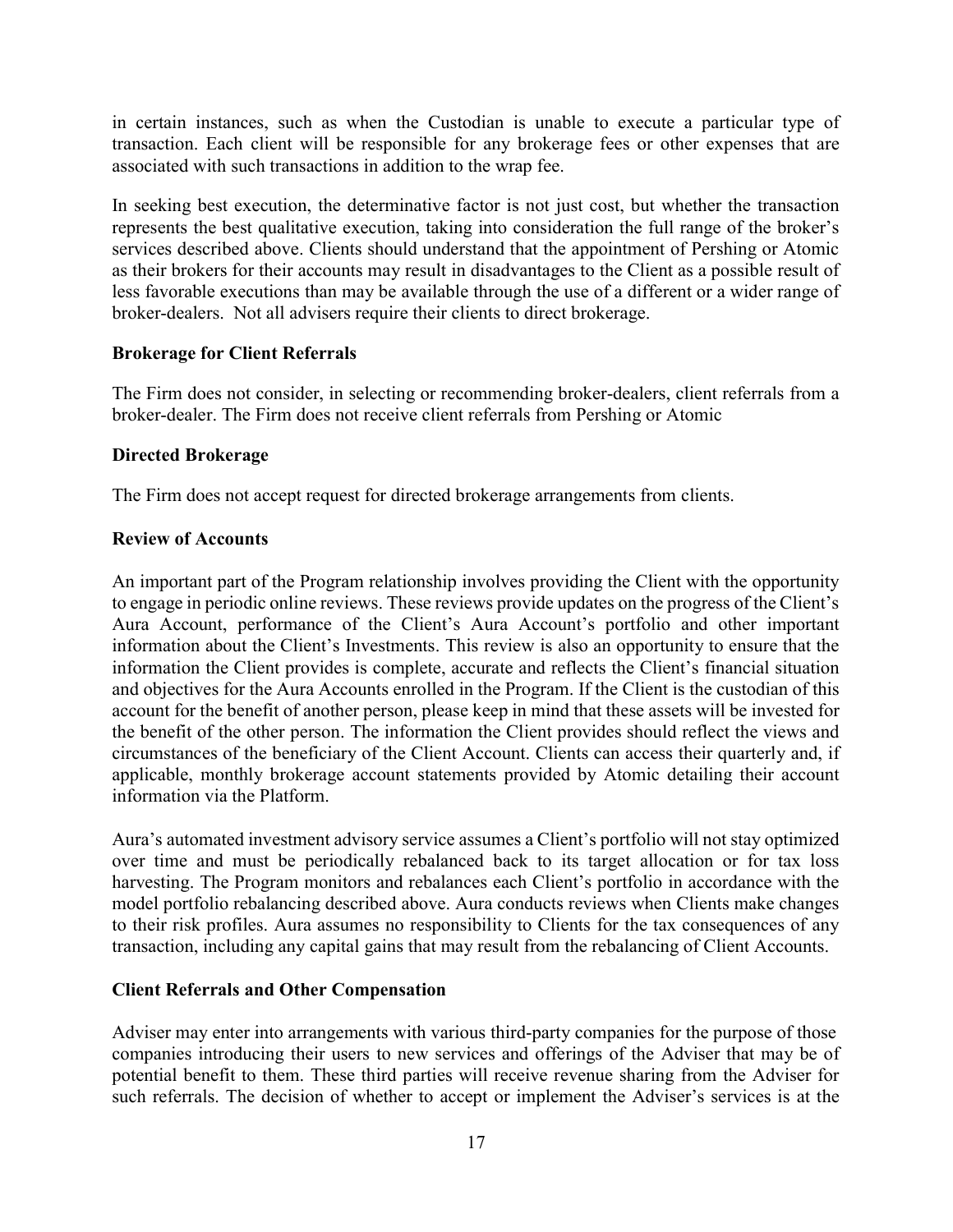in certain instances, such as when the Custodian is unable to execute a particular type of transaction. Each client will be responsible for any brokerage fees or other expenses that are associated with such transactions in addition to the wrap fee.

In seeking best execution, the determinative factor is not just cost, but whether the transaction represents the best qualitative execution, taking into consideration the full range of the broker's services described above. Clients should understand that the appointment of Pershing or Atomic as their brokers for their accounts may result in disadvantages to the Client as a possible result of less favorable executions than may be available through the use of a different or a wider range of broker-dealers. Not all advisers require their clients to direct brokerage.

**Brokerage for Client Referrals**

The Firm does not consider, in selecting or recommending broker-dealers, client referrals from a broker-dealer. The Firm does not receive client referrals from Pershing or Atomic

**Directed Brokerage**

The Firm does not accept request for directed brokerage arrangements from clients.

**Review of Accounts**

An important part of the Program relationship involves providing the Client with the opportunity to engage in periodic online reviews. These reviews provide updates on the progress of the Client's Aura Account, performance of the Client's Aura Account's portfolio and other important information about the Client's Investments. This review is also an opportunity to ensure that the information the Client provides is complete, accurate and reflects the Client's financial situation and objectives for the Aura Accounts enrolled in the Program. If the Client is the custodian of this account for the benefit of another person, please keep in mind that these assets will be invested for the benefit of the other person. The information the Client provides should reflect the views and circumstances of the beneficiary of the Client Account. Clients can access their quarterly and, if applicable, monthly brokerage account statements provided by Atomic detailing their account information via the Platform.

Aura's automated investment advisory service assumes a Client's portfolio will not stay optimized over time and must be periodically rebalanced back to its target allocation or for tax loss harvesting. The Program monitors and rebalances each Client's portfolio in accordance with the model portfolio rebalancing described above. Aura conducts reviews when Clients make changes to their risk profiles. Aura assumes no responsibility to Clients for the tax consequences of any transaction, including any capital gains that may result from the rebalancing of Client Accounts.

**Client Referrals and Other Compensation**

Adviser may enter into arrangements with various third-party companies for the purpose of those companies introducing their users to new services and offerings of the Adviser that may be of potential benefit to them. These third parties will receive revenue sharing from the Adviser for such referrals. The decision of whether to accept or implement the Adviser's services is at the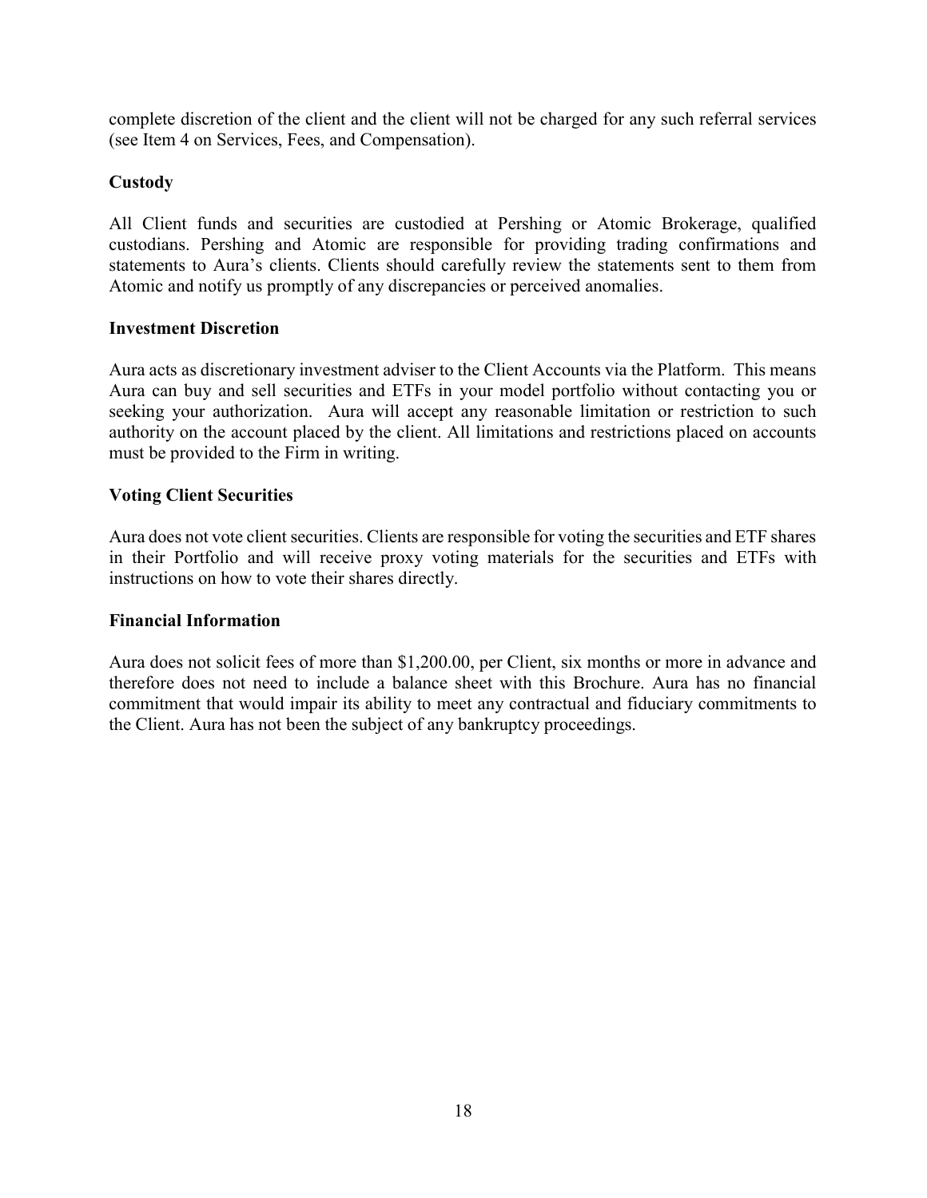complete discretion of the client and the client will not be charged for any such referral services (see Item 4 on Services, Fees, and Compensation).

**Custody**

All Client funds and securities are custodied at Pershing or Atomic Brokerage, qualified custodians. Pershing and Atomic are responsible for providing trading confirmations and statements to Aura's clients. Clients should carefully review the statements sent to them from Atomic and notify us promptly of any discrepancies or perceived anomalies.

**Investment Discretion**

Aura acts as discretionary investment adviser to the Client Accounts via the Platform. This means Aura can buy and sell securities and ETFs in your model portfolio without contacting you or seeking your authorization. Aura will accept any reasonable limitation or restriction to such authority on the account placed by the client. All limitations and restrictions placed on accounts must be provided to the Firm in writing.

**Voting Client Securities**

Aura does not vote client securities. Clients are responsible for voting the securities and ETF shares in their Portfolio and will receive proxy voting materials for the securities and ETFs with instructions on how to vote their shares directly.

**Financial Information**

Aura does not solicit fees of more than $1,200.00, per Client, six months or more in advance and therefore does not need to include a balance sheet with this Brochure. Aura has no financial commitment that would impair its ability to meet any contractual and fiduciary commitments to the Client. Aura has not been the subject of any bankruptcy proceedings.